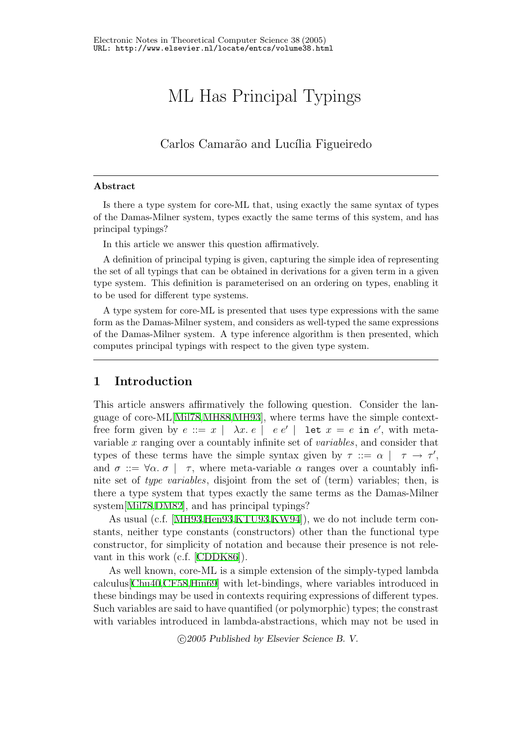Electronic Notes in Theoretical Computer Science 38 (2005)
URL: http://www.elsevier.nl/locate/entcs/volume38.html

# ML Has Principal Typings

Carlos Camarão and Lucília Figueiredo

---

### Abstract

Is there a type system for core-ML that, using exactly the same syntax of types of the Damas-Milner system, types exactly the same terms of this system, and has principal typings?

In this article we answer this question affirmatively.

A definition of principal typing is given, capturing the simple idea of representing the set of all typings that can be obtained in derivations for a given term in a given type system. This definition is parameterised on an ordering on types, enabling it to be used for different type systems.

A type system for core-ML is presented that uses type expressions with the same form as the Damas-Milner system, and considers as well-typed the same expressions of the Damas-Milner system. A type inference algorithm is then presented, which computes principal typings with respect to the given type system.

---

## 1 Introduction

This article answers affirmatively the following question. Consider the language of core-ML[Mil78,MH88,MH93], where terms have the simple context-free form given by $e ::= x \mid \lambda x.\, e \mid e\, e' \mid \texttt{let}\ x = e\ \texttt{in}\ e'$, with meta-variable $x$ ranging over a countably infinite set of *variables*, and consider that types of these terms have the simple syntax given by $\tau ::= \alpha \mid \tau \rightarrow \tau'$, and $\sigma ::= \forall \alpha.\, \sigma \mid \tau$, where meta-variable $\alpha$ ranges over a countably infinite set of *type variables*, disjoint from the set of (term) variables; then, is there a type system that types exactly the same terms as the Damas-Milner system[Mil78,DM82], and has principal typings?

As usual (c.f. [MH93,Hen93,KTU93,KW94]), we do not include term constants, neither type constants (constructors) other than the functional type constructor, for simplicity of notation and because their presence is not relevant in this work (c.f. [CDDK86]).

As well known, core-ML is a simple extension of the simply-typed lambda calculus[Chu40,CF58,Hin69] with let-bindings, where variables introduced in these bindings may be used in contexts requiring expressions of different types. Such variables are said to have quantified (or polymorphic) types; the constrast with variables introduced in lambda-abstractions, which may not be used in

*©2005 Published by Elsevier Science B. V.*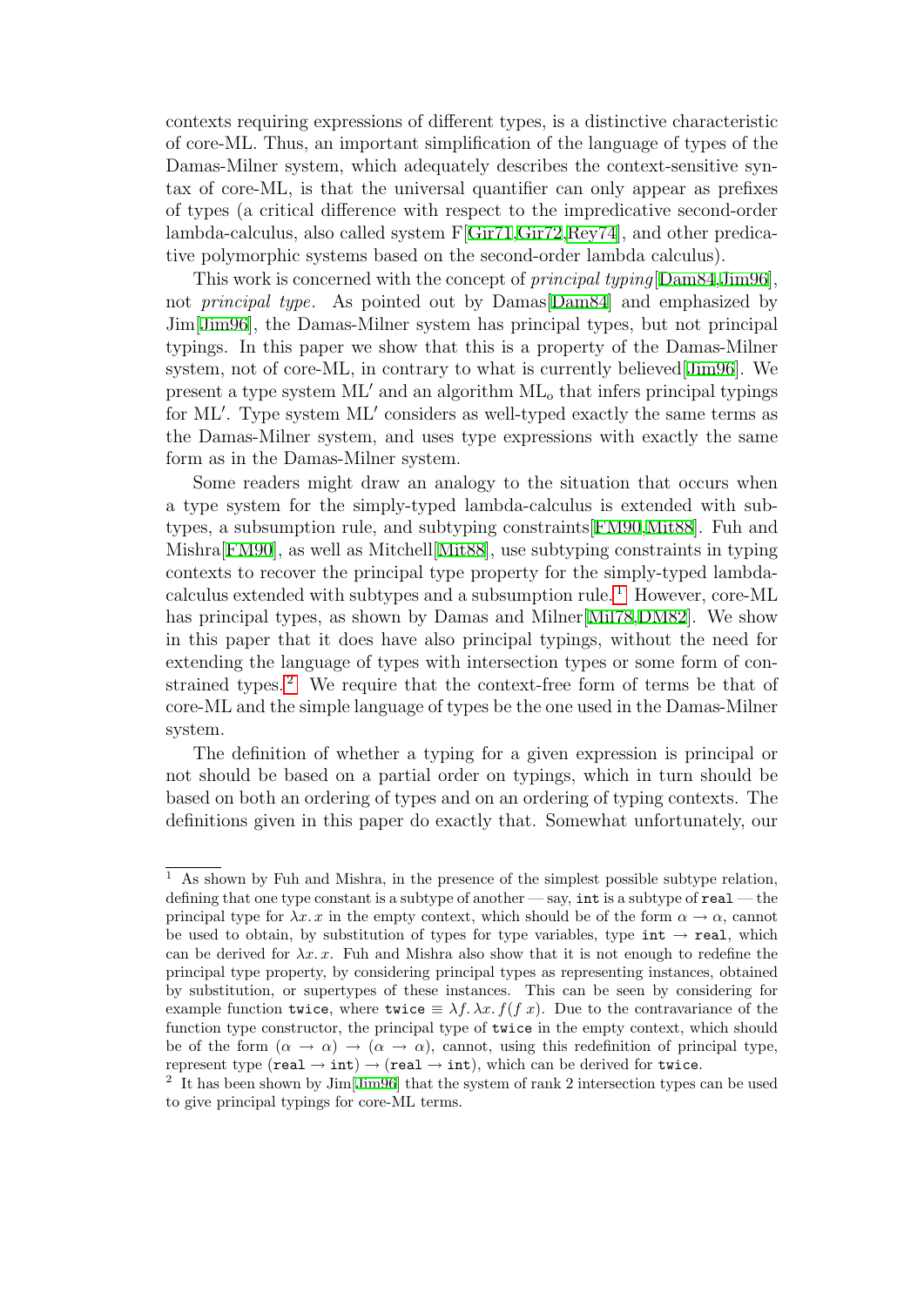contexts requiring expressions of different types, is a distinctive characteristic of core-ML. Thus, an important simplification of the language of types of the Damas-Milner system, which adequately describes the context-sensitive syntax of core-ML, is that the universal quantifier can only appear as prefixes of types (a critical difference with respect to the impredicative second-order lambda-calculus, also called system F[Gir71,Gir72,Rey74], and other predicative polymorphic systems based on the second-order lambda calculus).

This work is concerned with the concept of *principal typing*[Dam84,Jim96], not *principal type*. As pointed out by Damas[Dam84] and emphasized by Jim[Jim96], the Damas-Milner system has principal types, but not principal typings. In this paper we show that this is a property of the Damas-Milner system, not of core-ML, in contrary to what is currently believed[Jim96]. We present a type system $\text{ML}'$ and an algorithm $\text{ML}_\text{o}$ that infers principal typings for $\text{ML}'$. Type system $\text{ML}'$ considers as well-typed exactly the same terms as the Damas-Milner system, and uses type expressions with exactly the same form as in the Damas-Milner system.

Some readers might draw an analogy to the situation that occurs when a type system for the simply-typed lambda-calculus is extended with subtypes, a subsumption rule, and subtyping constraints[FM90,Mit88]. Fuh and Mishra[FM90], as well as Mitchell[Mit88], use subtyping constraints in typing contexts to recover the principal type property for the simply-typed lambda-calculus extended with subtypes and a subsumption rule.[1] However, core-ML has principal types, as shown by Damas and Milner[Mil78,DM82]. We show in this paper that it does have also principal typings, without the need for extending the language of types with intersection types or some form of constrained types.[2] We require that the context-free form of terms be that of core-ML and the simple language of types be the one used in the Damas-Milner system.

The definition of whether a typing for a given expression is principal or not should be based on a partial order on typings, which in turn should be based on both an ordering of types and on an ordering of typing contexts. The definitions given in this paper do exactly that. Somewhat unfortunately, our

---

[1] As shown by Fuh and Mishra, in the presence of the simplest possible subtype relation, defining that one type constant is a subtype of another — say, `int` is a subtype of `real` — the principal type for $\lambda x.\, x$ in the empty context, which should be of the form $\alpha \to \alpha$, cannot be used to obtain, by substitution of types for type variables, type $\texttt{int} \to \texttt{real}$, which can be derived for $\lambda x.\, x$. Fuh and Mishra also show that it is not enough to redefine the principal type property, by considering principal types as representing instances, obtained by substitution, or supertypes of these instances. This can be seen by considering for example function `twice`, where $\texttt{twice} \equiv \lambda f.\, \lambda x.\, f(f\ x)$. Due to the contravariance of the function type constructor, the principal type of `twice` in the empty context, which should be of the form $(\alpha \to \alpha) \to (\alpha \to \alpha)$, cannot, using this redefinition of principal type, represent type $(\texttt{real} \to \texttt{int}) \to (\texttt{real} \to \texttt{int})$, which can be derived for `twice`.

[2] It has been shown by Jim[Jim96] that the system of rank 2 intersection types can be used to give principal typings for core-ML terms.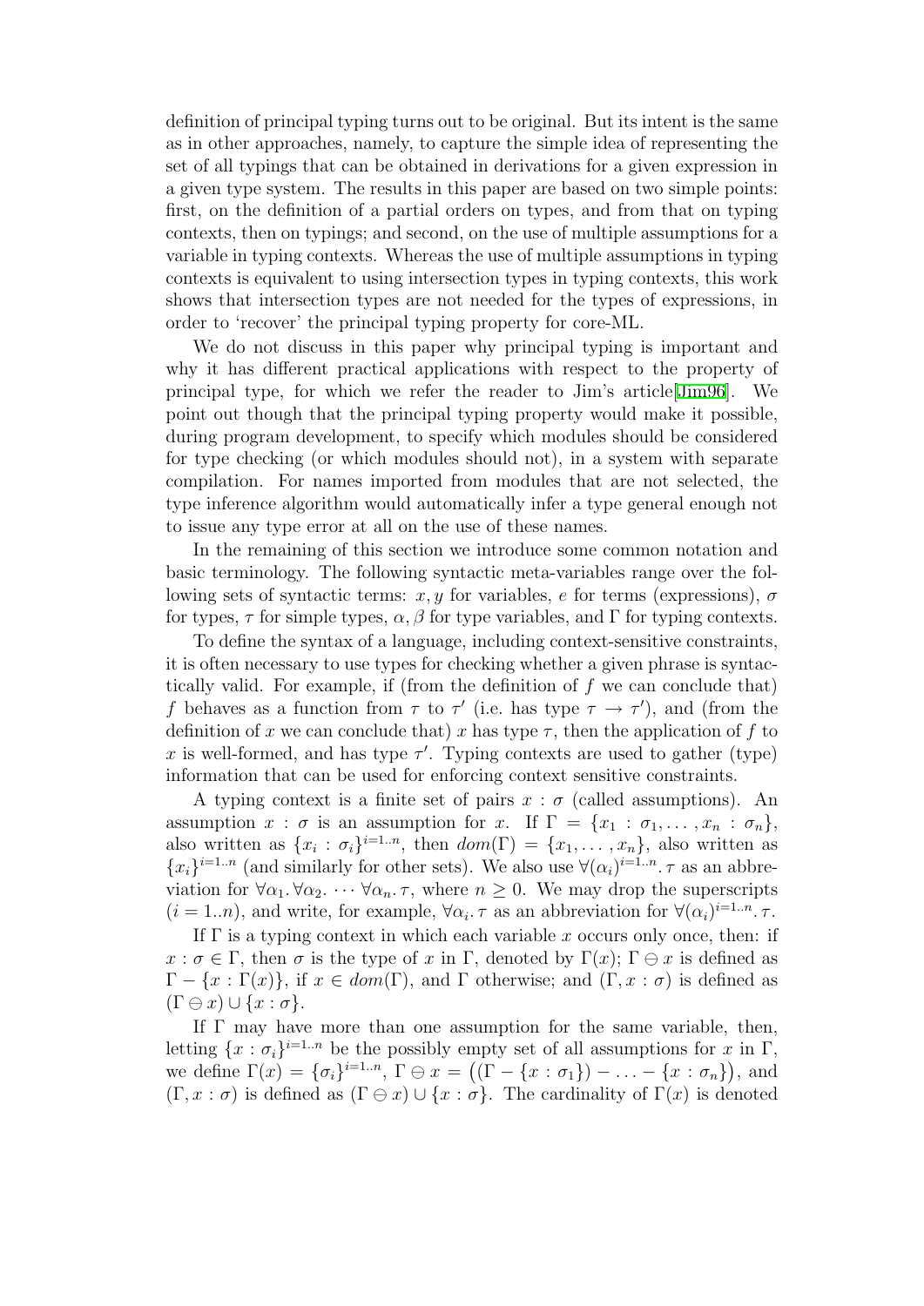definition of principal typing turns out to be original. But its intent is the same as in other approaches, namely, to capture the simple idea of representing the set of all typings that can be obtained in derivations for a given expression in a given type system. The results in this paper are based on two simple points: first, on the definition of a partial orders on types, and from that on typing contexts, then on typings; and second, on the use of multiple assumptions for a variable in typing contexts. Whereas the use of multiple assumptions in typing contexts is equivalent to using intersection types in typing contexts, this work shows that intersection types are not needed for the types of expressions, in order to 'recover' the principal typing property for core-ML.

We do not discuss in this paper why principal typing is important and why it has different practical applications with respect to the property of principal type, for which we refer the reader to Jim's article[Jim96]. We point out though that the principal typing property would make it possible, during program development, to specify which modules should be considered for type checking (or which modules should not), in a system with separate compilation. For names imported from modules that are not selected, the type inference algorithm would automatically infer a type general enough not to issue any type error at all on the use of these names.

In the remaining of this section we introduce some common notation and basic terminology. The following syntactic meta-variables range over the following sets of syntactic terms: $x, y$ for variables, $e$ for terms (expressions), $\sigma$ for types, $\tau$ for simple types, $\alpha, \beta$ for type variables, and $\Gamma$ for typing contexts.

To define the syntax of a language, including context-sensitive constraints, it is often necessary to use types for checking whether a given phrase is syntactically valid. For example, if (from the definition of $f$ we can conclude that) $f$ behaves as a function from $\tau$ to $\tau'$ (i.e. has type $\tau \rightarrow \tau'$), and (from the definition of $x$ we can conclude that) $x$ has type $\tau$, then the application of $f$ to $x$ is well-formed, and has type $\tau'$. Typing contexts are used to gather (type) information that can be used for enforcing context sensitive constraints.

A typing context is a finite set of pairs $x : \sigma$ (called assumptions). An assumption $x : \sigma$ is an assumption for $x$. If $\Gamma = \{x_1 : \sigma_1, \ldots, x_n : \sigma_n\}$, also written as $\{x_i : \sigma_i\}^{i=1..n}$, then $dom(\Gamma) = \{x_1, \ldots, x_n\}$, also written as $\{x_i\}^{i=1..n}$ (and similarly for other sets). We also use $\forall(\alpha_i)^{i=1..n}.\, \tau$ as an abbreviation for $\forall \alpha_1.\, \forall \alpha_2.\, \cdots \forall \alpha_n.\, \tau$, where $n \geq 0$. We may drop the superscripts $(i = 1..n)$, and write, for example, $\forall \alpha_i.\, \tau$ as an abbreviation for $\forall(\alpha_i)^{i=1..n}.\, \tau$.

If $\Gamma$ is a typing context in which each variable $x$ occurs only once, then: if $x : \sigma \in \Gamma$, then $\sigma$ is the type of $x$ in $\Gamma$, denoted by $\Gamma(x)$; $\Gamma \ominus x$ is defined as $\Gamma - \{x : \Gamma(x)\}$, if $x \in dom(\Gamma)$, and $\Gamma$ otherwise; and $(\Gamma, x : \sigma)$ is defined as $(\Gamma \ominus x) \cup \{x : \sigma\}$.

If $\Gamma$ may have more than one assumption for the same variable, then, letting $\{x : \sigma_i\}^{i=1..n}$ be the possibly empty set of all assumptions for $x$ in $\Gamma$, we define $\Gamma(x) = \{\sigma_i\}^{i=1..n}$, $\Gamma \ominus x = \big((\Gamma - \{x : \sigma_1\}) - \ldots - \{x : \sigma_n\}\big)$, and $(\Gamma, x : \sigma)$ is defined as $(\Gamma \ominus x) \cup \{x : \sigma\}$. The cardinality of $\Gamma(x)$ is denoted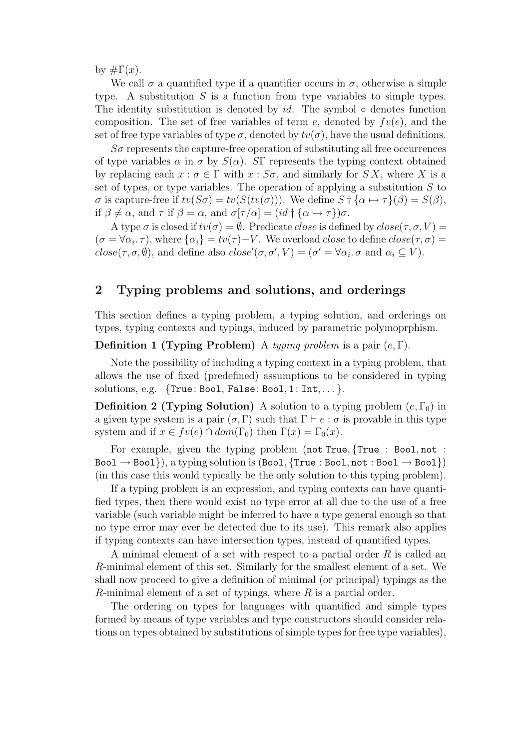by $\#\Gamma(x)$.

We call $\sigma$ a quantified type if a quantifier occurs in $\sigma$, otherwise a simple type. A substitution $S$ is a function from type variables to simple types. The identity substitution is denoted by $id$. The symbol $\circ$ denotes function composition. The set of free variables of term $e$, denoted by $fv(e)$, and the set of free type variables of type $\sigma$, denoted by $tv(\sigma)$, have the usual definitions.

$S\sigma$ represents the capture-free operation of substituting all free occurrences of type variables $\alpha$ in $\sigma$ by $S(\alpha)$. $S\Gamma$ represents the typing context obtained by replacing each $x : \sigma \in \Gamma$ with $x : S\sigma$, and similarly for $S\,X$, where $X$ is a set of types, or type variables. The operation of applying a substitution $S$ to $\sigma$ is capture-free if $tv(S\sigma) = tv(S(tv(\sigma)))$. We define $S \dagger \{\alpha \mapsto \tau\}(\beta) = S(\beta)$, if $\beta \neq \alpha$, and $\tau$ if $\beta = \alpha$, and $\sigma[\tau/\alpha] = (id \dagger \{\alpha \mapsto \tau\})\sigma$.

A type $\sigma$ is closed if $tv(\sigma) = \emptyset$. Predicate $close$ is defined by $close(\tau, \sigma, V) = (\sigma = \forall \alpha_i.\, \tau)$, where $\{\alpha_i\} = tv(\tau) - V$. We overload $close$ to define $close(\tau, \sigma) = close(\tau, \sigma, \emptyset)$, and define also $close'(\sigma, \sigma', V) = (\sigma' = \forall \alpha_i.\, \sigma$ and $\alpha_i \subseteq V)$.

## 2 Typing problems and solutions, and orderings

This section defines a typing problem, a typing solution, and orderings on types, typing contexts and typings, induced by parametric polymoprphism.

**Definition 1 (Typing Problem)** A *typing problem* is a pair $(e, \Gamma)$.

Note the possibility of including a typing context in a typing problem, that allows the use of fixed (predefined) assumptions to be considered in typing solutions, e.g. $\{\texttt{True}\colon \texttt{Bool}, \texttt{False}\colon \texttt{Bool}, \texttt{1}\colon \texttt{Int}, \dots\}$.

**Definition 2 (Typing Solution)** A solution to a typing problem $(e, \Gamma_0)$ in a given type system is a pair $(\sigma, \Gamma)$ such that $\Gamma \vdash e : \sigma$ is provable in this type system and if $x \in fv(e) \cap dom(\Gamma_0)$ then $\Gamma(x) = \Gamma_0(x)$.

For example, given the typing problem $(\texttt{not True}, \{\texttt{True} : \texttt{Bool}, \texttt{not} : \texttt{Bool} \to \texttt{Bool}\})$, a typing solution is $(\texttt{Bool}, \{\texttt{True} : \texttt{Bool}, \texttt{not} : \texttt{Bool} \to \texttt{Bool}\})$ (in this case this would typically be the only solution to this typing problem).

If a typing problem is an expression, and typing contexts can have quantified types, then there would exist no type error at all due to the use of a free variable (such variable might be inferred to have a type general enough so that no type error may ever be detected due to its use). This remark also applies if typing contexts can have intersection types, instead of quantified types.

A minimal element of a set with respect to a partial order $R$ is called an $R$-minimal element of this set. Similarly for the smallest element of a set. We shall now proceed to give a definition of minimal (or principal) typings as the $R$-minimal element of a set of typings, where $R$ is a partial order.

The ordering on types for languages with quantified and simple types formed by means of type variables and type constructors should consider relations on types obtained by substitutions of simple types for free type variables),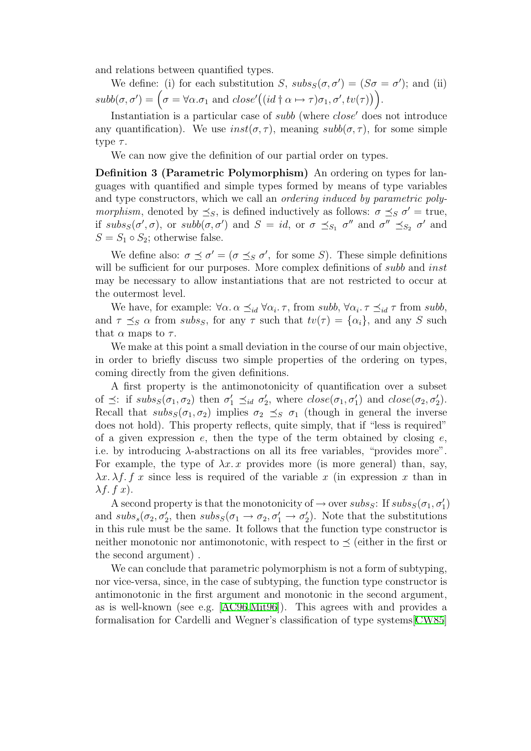and relations between quantified types.

We define: (i) for each substitution $S$, $subs_S(\sigma, \sigma') = (S\sigma = \sigma')$; and (ii) $subb(\sigma, \sigma') = \Big(\sigma = \forall\alpha.\sigma_1 \text{ and } close'\big((id \dagger \alpha \mapsto \tau)\sigma_1, \sigma', tv(\tau)\big)\Big)$.

Instantiation is a particular case of *subb* (where *close'* does not introduce any quantification). We use $inst(\sigma, \tau)$, meaning $subb(\sigma, \tau)$, for some simple type $\tau$.

We can now give the definition of our partial order on types.

**Definition 3 (Parametric Polymorphism)** An ordering on types for languages with quantified and simple types formed by means of type variables and type constructors, which we call an *ordering induced by parametric polymorphism*, denoted by $\preceq_S$, is defined inductively as follows: $\sigma \preceq_S \sigma' =$ true, if $subs_S(\sigma', \sigma)$, or $subb(\sigma, \sigma')$ and $S = id$, or $\sigma \preceq_{S_1} \sigma''$ and $\sigma'' \preceq_{S_2} \sigma'$ and $S = S_1 \circ S_2$; otherwise false.

We define also: $\sigma \preceq \sigma' = (\sigma \preceq_S \sigma', \text{ for some } S)$. These simple definitions will be sufficient for our purposes. More complex definitions of *subb* and *inst* may be necessary to allow instantiations that are not restricted to occur at the outermost level.

We have, for example: $\forall\alpha.\, \alpha \preceq_{id} \forall\alpha_i.\, \tau$, from *subb*, $\forall\alpha_i.\, \tau \preceq_{id} \tau$ from *subb*, and $\tau \preceq_S \alpha$ from $subs_S$, for any $\tau$ such that $tv(\tau) = \{\alpha_i\}$, and any $S$ such that $\alpha$ maps to $\tau$.

We make at this point a small deviation in the course of our main objective, in order to briefly discuss two simple properties of the ordering on types, coming directly from the given definitions.

A first property is the antimonotonicity of quantification over a subset of $\preceq$: if $subs_S(\sigma_1, \sigma_2)$ then $\sigma'_1 \preceq_{id} \sigma'_2$, where $close(\sigma_1, \sigma'_1)$ and $close(\sigma_2, \sigma'_2)$. Recall that $subs_S(\sigma_1, \sigma_2)$ implies $\sigma_2 \preceq_S \sigma_1$ (though in general the inverse does not hold). This property reflects, quite simply, that if "less is required" of a given expression $e$, then the type of the term obtained by closing $e$, i.e. by introducing $\lambda$-abstractions on all its free variables, "provides more". For example, the type of $\lambda x.\, x$ provides more (is more general) than, say, $\lambda x.\, \lambda f.\, f\ x$ since less is required of the variable $x$ (in expression $x$ than in $\lambda f.\, f\ x$).

A second property is that the monotonicity of $\rightarrow$ over $subs_S$: If $subs_S(\sigma_1, \sigma'_1)$ and $subs_s(\sigma_2, \sigma'_2$, then $subs_S(\sigma_1 \rightarrow \sigma_2, \sigma'_1 \rightarrow \sigma'_2)$. Note that the substitutions in this rule must be the same. It follows that the function type constructor is neither monotonic nor antimonotonic, with respect to $\preceq$ (either in the first or the second argument) .

We can conclude that parametric polymorphism is not a form of subtyping, nor vice-versa, since, in the case of subtyping, the function type constructor is antimonotonic in the first argument and monotonic in the second argument, as is well-known (see e.g. [AC96,Mit96]). This agrees with and provides a formalisation for Cardelli and Wegner's classification of type systems[CW85]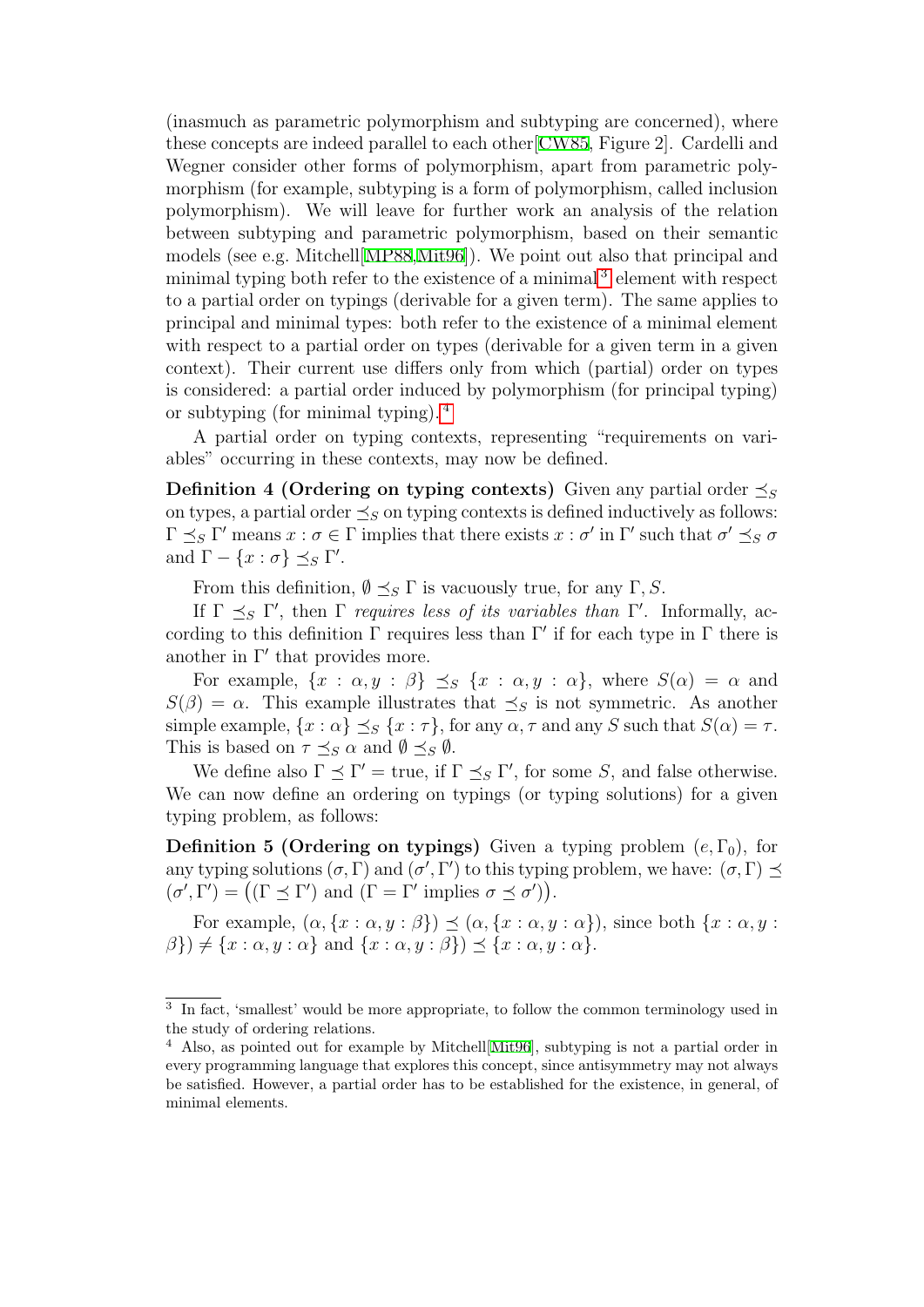(inasmuch as parametric polymorphism and subtyping are concerned), where these concepts are indeed parallel to each other[CW85, Figure 2]. Cardelli and Wegner consider other forms of polymorphism, apart from parametric polymorphism (for example, subtyping is a form of polymorphism, called inclusion polymorphism). We will leave for further work an analysis of the relation between subtyping and parametric polymorphism, based on their semantic models (see e.g. Mitchell[MP88,Mit96]). We point out also that principal and minimal typing both refer to the existence of a minimal[3] element with respect to a partial order on typings (derivable for a given term). The same applies to principal and minimal types: both refer to the existence of a minimal element with respect to a partial order on types (derivable for a given term in a given context). Their current use differs only from which (partial) order on types is considered: a partial order induced by polymorphism (for principal typing) or subtyping (for minimal typing).[4]

A partial order on typing contexts, representing "requirements on variables" occurring in these contexts, may now be defined.

**Definition 4 (Ordering on typing contexts)** Given any partial order $\preceq_S$ on types, a partial order $\preceq_S$ on typing contexts is defined inductively as follows: $\Gamma \preceq_S \Gamma'$ means $x : \sigma \in \Gamma$ implies that there exists $x : \sigma'$ in $\Gamma'$ such that $\sigma' \preceq_S \sigma$ and $\Gamma - \{x : \sigma\} \preceq_S \Gamma'$.

From this definition, $\emptyset \preceq_S \Gamma$ is vacuously true, for any $\Gamma, S$.

If $\Gamma \preceq_S \Gamma'$, then $\Gamma$ *requires less of its variables than* $\Gamma'$. Informally, according to this definition $\Gamma$ requires less than $\Gamma'$ if for each type in $\Gamma$ there is another in $\Gamma'$ that provides more.

For example, $\{x : \alpha, y : \beta\} \preceq_S \{x : \alpha, y : \alpha\}$, where $S(\alpha) = \alpha$ and $S(\beta) = \alpha$. This example illustrates that $\preceq_S$ is not symmetric. As another simple example, $\{x : \alpha\} \preceq_S \{x : \tau\}$, for any $\alpha, \tau$ and any $S$ such that $S(\alpha) = \tau$. This is based on $\tau \preceq_S \alpha$ and $\emptyset \preceq_S \emptyset$.

We define also $\Gamma \preceq \Gamma' =$ true, if $\Gamma \preceq_S \Gamma'$, for some $S$, and false otherwise. We can now define an ordering on typings (or typing solutions) for a given typing problem, as follows:

**Definition 5 (Ordering on typings)** Given a typing problem $(e, \Gamma_0)$, for any typing solutions $(\sigma, \Gamma)$ and $(\sigma', \Gamma')$ to this typing problem, we have: $(\sigma, \Gamma) \preceq (\sigma', \Gamma') = \big((\Gamma \preceq \Gamma') \text{ and } (\Gamma = \Gamma' \text{ implies } \sigma \preceq \sigma')\big)$.

For example, $(\alpha, \{x : \alpha, y : \beta\}) \preceq (\alpha, \{x : \alpha, y : \alpha\})$, since both $\{x : \alpha, y : \beta\}) \neq \{x : \alpha, y : \alpha\}$ and $\{x : \alpha, y : \beta\}) \preceq \{x : \alpha, y : \alpha\}$.

---

[3] In fact, 'smallest' would be more appropriate, to follow the common terminology used in the study of ordering relations.

[4] Also, as pointed out for example by Mitchell[Mit96], subtyping is not a partial order in every programming language that explores this concept, since antisymmetry may not always be satisfied. However, a partial order has to be established for the existence, in general, of minimal elements.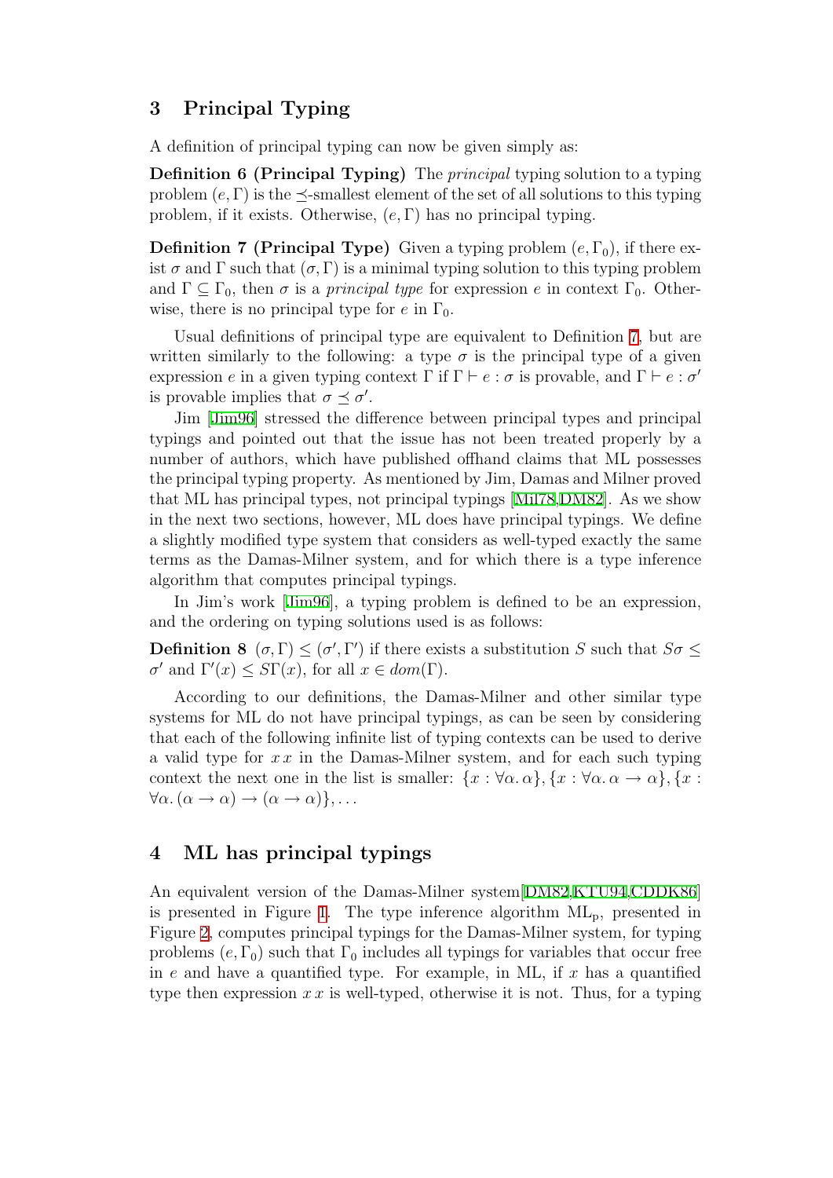## 3 Principal Typing

A definition of principal typing can now be given simply as:

**Definition 6 (Principal Typing)** The *principal* typing solution to a typing problem $(e, \Gamma)$ is the $\preceq$-smallest element of the set of all solutions to this typing problem, if it exists. Otherwise, $(e, \Gamma)$ has no principal typing.

**Definition 7 (Principal Type)** Given a typing problem $(e, \Gamma_0)$, if there exist $\sigma$ and $\Gamma$ such that $(\sigma, \Gamma)$ is a minimal typing solution to this typing problem and $\Gamma \subseteq \Gamma_0$, then $\sigma$ is a *principal type* for expression $e$ in context $\Gamma_0$. Otherwise, there is no principal type for $e$ in $\Gamma_0$.

Usual definitions of principal type are equivalent to Definition 7, but are written similarly to the following: a type $\sigma$ is the principal type of a given expression $e$ in a given typing context $\Gamma$ if $\Gamma \vdash e : \sigma$ is provable, and $\Gamma \vdash e : \sigma'$ is provable implies that $\sigma \preceq \sigma'$.

Jim [Jim96] stressed the difference between principal types and principal typings and pointed out that the issue has not been treated properly by a number of authors, which have published offhand claims that ML possesses the principal typing property. As mentioned by Jim, Damas and Milner proved that ML has principal types, not principal typings [Mil78,DM82]. As we show in the next two sections, however, ML does have principal typings. We define a slightly modified type system that considers as well-typed exactly the same terms as the Damas-Milner system, and for which there is a type inference algorithm that computes principal typings.

In Jim's work [Jim96], a typing problem is defined to be an expression, and the ordering on typing solutions used is as follows:

**Definition 8** $(\sigma, \Gamma) \leq (\sigma', \Gamma')$ if there exists a substitution $S$ such that $S\sigma \leq \sigma'$ and $\Gamma'(x) \leq S\Gamma(x)$, for all $x \in dom(\Gamma)$.

According to our definitions, the Damas-Milner and other similar type systems for ML do not have principal typings, as can be seen by considering that each of the following infinite list of typing contexts can be used to derive a valid type for $x\,x$ in the Damas-Milner system, and for each such typing context the next one in the list is smaller: $\{x : \forall\alpha.\, \alpha\}, \{x : \forall\alpha.\, \alpha \rightarrow \alpha\}, \{x : \forall\alpha.\, (\alpha \rightarrow \alpha) \rightarrow (\alpha \rightarrow \alpha)\}, \ldots$

## 4 ML has principal typings

An equivalent version of the Damas-Milner system[DM82,KTU94,CDDK86] is presented in Figure 1. The type inference algorithm $\mathrm{ML_p}$, presented in Figure 2, computes principal typings for the Damas-Milner system, for typing problems $(e, \Gamma_0)$ such that $\Gamma_0$ includes all typings for variables that occur free in $e$ and have a quantified type. For example, in ML, if $x$ has a quantified type then expression $x\,x$ is well-typed, otherwise it is not. Thus, for a typing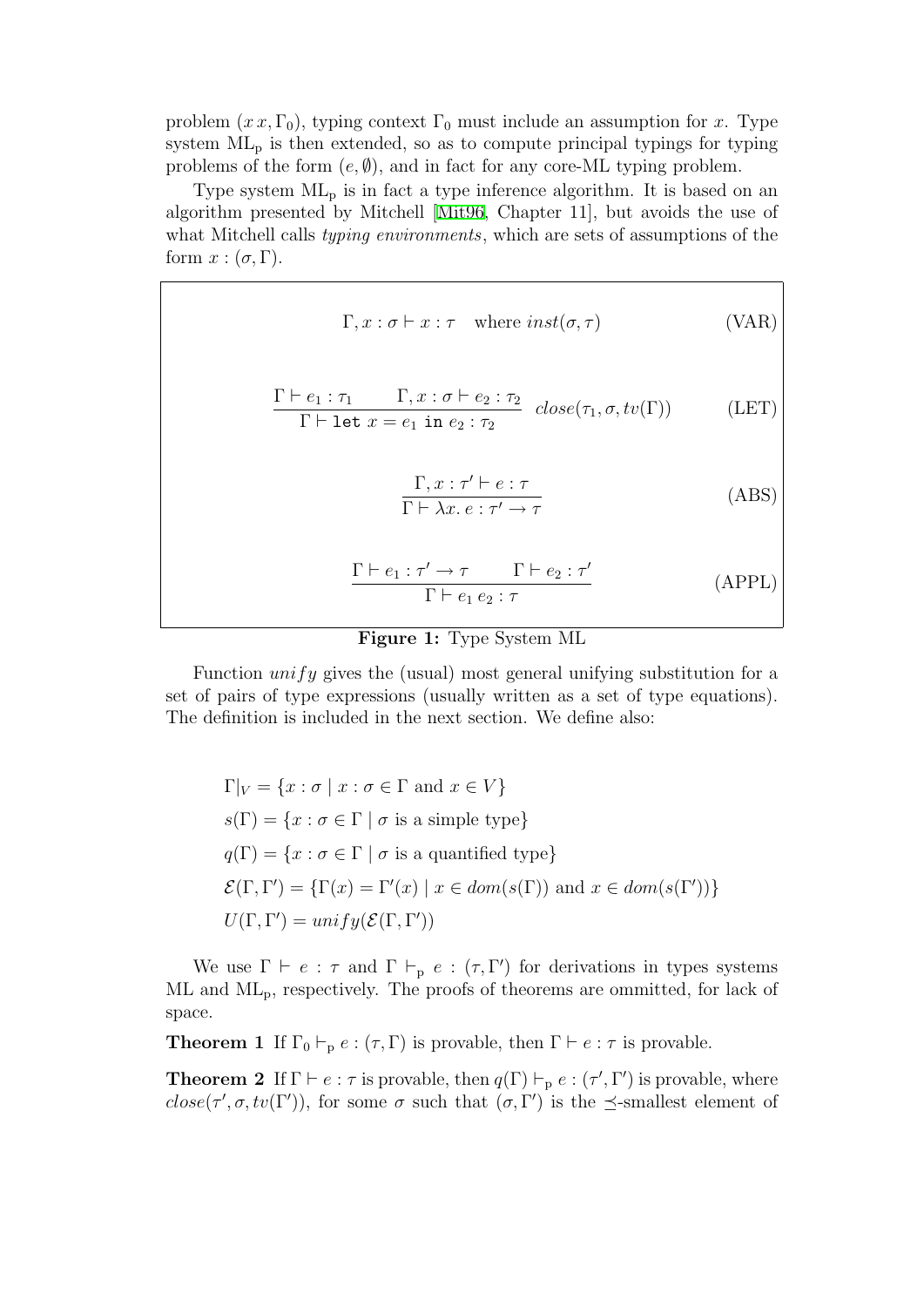problem $(x\,x, \Gamma_0)$, typing context $\Gamma_0$ must include an assumption for $x$. Type system $\mathrm{ML_p}$ is then extended, so as to compute principal typings for typing problems of the form $(e, \emptyset)$, and in fact for any core-ML typing problem.

Type system $\mathrm{ML_p}$ is in fact a type inference algorithm. It is based on an algorithm presented by Mitchell [Mit96, Chapter 11], but avoids the use of what Mitchell calls *typing environments*, which are sets of assumptions of the form $x : (\sigma, \Gamma)$.

$$\Gamma, x : \sigma \vdash x : \tau \quad \text{where } inst(\sigma, \tau) \tag{VAR}$$

$$\frac{\Gamma \vdash e_1 : \tau_1 \qquad \Gamma, x : \sigma \vdash e_2 : \tau_2}{\Gamma \vdash \texttt{let } x = e_1 \texttt{ in } e_2 : \tau_2} \;\; close(\tau_1, \sigma, tv(\Gamma)) \tag{LET}$$

$$\frac{\Gamma, x : \tau' \vdash e : \tau}{\Gamma \vdash \lambda x.\, e : \tau' \to \tau} \tag{ABS}$$

$$\frac{\Gamma \vdash e_1 : \tau' \to \tau \qquad \Gamma \vdash e_2 : \tau'}{\Gamma \vdash e_1\, e_2 : \tau} \tag{APPL}$$

**Figure 1:** Type System ML

Function $unify$ gives the (usual) most general unifying substitution for a set of pairs of type expressions (usually written as a set of type equations). The definition is included in the next section. We define also:

$$\Gamma|_V = \{x : \sigma \mid x : \sigma \in \Gamma \text{ and } x \in V\}$$
$$s(\Gamma) = \{x : \sigma \in \Gamma \mid \sigma \text{ is a simple type}\}$$
$$q(\Gamma) = \{x : \sigma \in \Gamma \mid \sigma \text{ is a quantified type}\}$$
$$\mathcal{E}(\Gamma, \Gamma') = \{\Gamma(x) = \Gamma'(x) \mid x \in dom(s(\Gamma)) \text{ and } x \in dom(s(\Gamma'))\}$$
$$U(\Gamma, \Gamma') = unify(\mathcal{E}(\Gamma, \Gamma'))$$

We use $\Gamma \vdash e : \tau$ and $\Gamma \vdash_{\mathrm{p}} e : (\tau, \Gamma')$ for derivations in types systems ML and $\mathrm{ML_p}$, respectively. The proofs of theorems are ommitted, for lack of space.

**Theorem 1** If $\Gamma_0 \vdash_{\mathrm{p}} e : (\tau, \Gamma)$ is provable, then $\Gamma \vdash e : \tau$ is provable.

**Theorem 2** If $\Gamma \vdash e : \tau$ is provable, then $q(\Gamma) \vdash_{\mathrm{p}} e : (\tau', \Gamma')$ is provable, where $close(\tau', \sigma, tv(\Gamma'))$, for some $\sigma$ such that $(\sigma, \Gamma')$ is the $\preceq$-smallest element of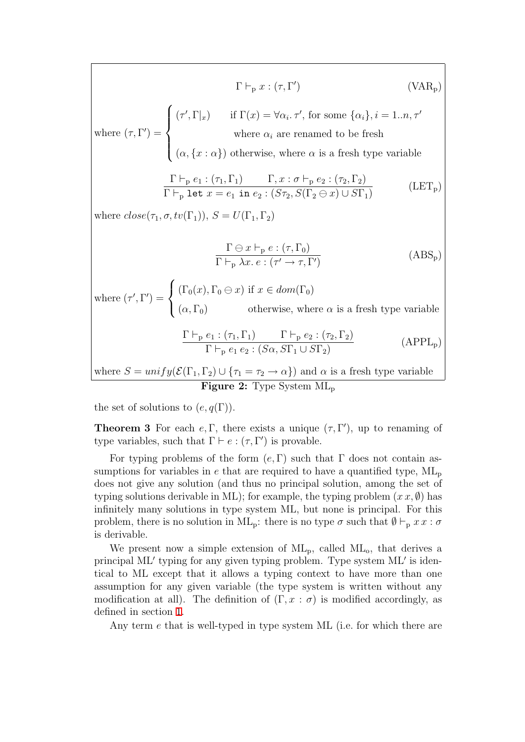$$\Gamma \vdash_{\mathrm{p}} x : (\tau, \Gamma') \qquad (\mathrm{VAR_p})$$

where $(\tau,\Gamma') = \begin{cases} (\tau', \Gamma|_x) & \text{if } \Gamma(x) = \forall \alpha_i.\, \tau', \text{ for some } \{\alpha_i\}, i = 1..n, \tau' \\ & \text{where } \alpha_i \text{ are renamed to be fresh} \\ (\alpha, \{x : \alpha\}) & \text{otherwise, where } \alpha \text{ is a fresh type variable} \end{cases}$

$$\frac{\Gamma \vdash_{\mathrm{p}} e_1 : (\tau_1, \Gamma_1) \qquad \Gamma, x : \sigma \vdash_{\mathrm{p}} e_2 : (\tau_2, \Gamma_2)}{\Gamma \vdash_{\mathrm{p}} \mathtt{let}\ x = e_1\ \mathtt{in}\ e_2 : (S\tau_2, S(\Gamma_2 \ominus x) \cup S\Gamma_1)} \qquad (\mathrm{LET_p})$$

where $close(\tau_1, \sigma, tv(\Gamma_1))$, $S = U(\Gamma_1, \Gamma_2)$

$$\frac{\Gamma \ominus x \vdash_{\mathrm{p}} e : (\tau, \Gamma_0)}{\Gamma \vdash_{\mathrm{p}} \lambda x.\, e : (\tau' \to \tau, \Gamma')} \qquad (\mathrm{ABS_p})$$

where $(\tau',\Gamma') = \begin{cases} (\Gamma_0(x), \Gamma_0 \ominus x) \text{ if } x \in dom(\Gamma_0) \\ (\alpha, \Gamma_0) \qquad \text{otherwise, where } \alpha \text{ is a fresh type variable} \end{cases}$

$$\frac{\Gamma \vdash_{\mathrm{p}} e_1 : (\tau_1, \Gamma_1) \qquad \Gamma \vdash_{\mathrm{p}} e_2 : (\tau_2, \Gamma_2)}{\Gamma \vdash_{\mathrm{p}} e_1\, e_2 : (S\alpha, S\Gamma_1 \cup S\Gamma_2)} \qquad (\mathrm{APPL_p})$$

where $S = unify(\mathcal{E}(\Gamma_1, \Gamma_2) \cup \{\tau_1 = \tau_2 \to \alpha\})$ and $\alpha$ is a fresh type variable

**Figure 2:** Type System $\mathrm{ML_p}$

the set of solutions to $(e, q(\Gamma))$.

**Theorem 3** For each $e, \Gamma$, there exists a unique $(\tau, \Gamma')$, up to renaming of type variables, such that $\Gamma \vdash e : (\tau, \Gamma')$ is provable.

For typing problems of the form $(e, \Gamma)$ such that $\Gamma$ does not contain assumptions for variables in $e$ that are required to have a quantified type, $\mathrm{ML_p}$ does not give any solution (and thus no principal solution, among the set of typing solutions derivable in ML); for example, the typing problem $(x\,x, \emptyset)$ has infinitely many solutions in type system ML, but none is principal. For this problem, there is no solution in $\mathrm{ML_p}$: there is no type $\sigma$ such that $\emptyset \vdash_{\mathrm{p}} x\,x : \sigma$ is derivable.

We present now a simple extension of $\mathrm{ML_p}$, called $\mathrm{ML_o}$, that derives a principal $\mathrm{ML'}$ typing for any given typing problem. Type system $\mathrm{ML'}$ is identical to ML except that it allows a typing context to have more than one assumption for any given variable (the type system is written without any modification at all). The definition of $(\Gamma, x : \sigma)$ is modified accordingly, as defined in section 1.

Any term $e$ that is well-typed in type system ML (i.e. for which there are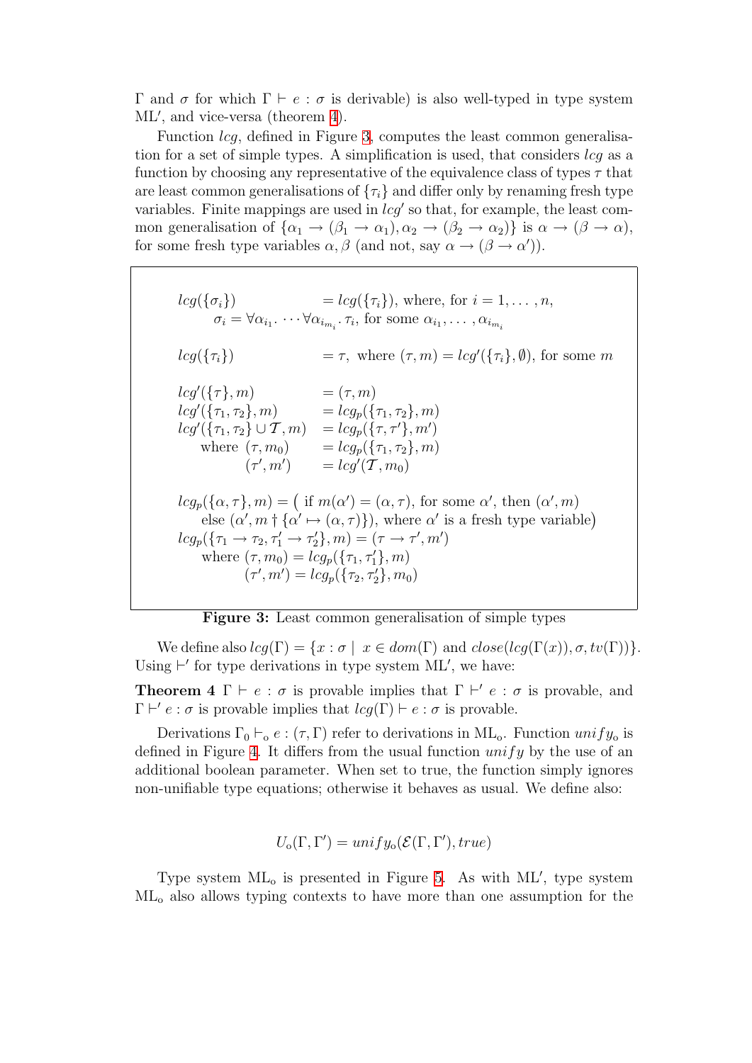$\Gamma$ and $\sigma$ for which $\Gamma \vdash e : \sigma$ is derivable) is also well-typed in type system ML$'$, and vice-versa (theorem 4).

Function *lcg*, defined in Figure 3, computes the least common generalisation for a set of simple types. A simplification is used, that considers *lcg* as a function by choosing any representative of the equivalence class of types $\tau$ that are least common generalisations of $\{\tau_i\}$ and differ only by renaming fresh type variables. Finite mappings are used in $lcg'$ so that, for example, the least common generalisation of $\{\alpha_1 \to (\beta_1 \to \alpha_1), \alpha_2 \to (\beta_2 \to \alpha_2)\}$ is $\alpha \to (\beta \to \alpha)$, for some fresh type variables $\alpha, \beta$ (and not, say $\alpha \to (\beta \to \alpha')$).

$$
\begin{array}{ll}
lcg(\{\sigma_i\}) & = lcg(\{\tau_i\}), \text{ where, for } i = 1, \ldots, n, \\
\quad \sigma_i = \forall \alpha_{i_1}. \cdots \forall \alpha_{i_{m_i}}. \tau_i, \text{ for some } \alpha_{i_1}, \ldots, \alpha_{i_{m_i}} & \\[1em]
lcg(\{\tau_i\}) & = \tau, \text{ where } (\tau, m) = lcg'(\{\tau_i\}, \emptyset), \text{ for some } m \\[1em]
lcg'(\{\tau\}, m) & = (\tau, m) \\
lcg'(\{\tau_1, \tau_2\}, m) & = lcg_p(\{\tau_1, \tau_2\}, m) \\
lcg'(\{\tau_1, \tau_2\} \cup \mathcal{T}, m) & = lcg_p(\{\tau, \tau'\}, m') \\
\quad \text{where } (\tau, m_0) & = lcg_p(\{\tau_1, \tau_2\}, m) \\
\quad\quad (\tau', m') & = lcg'(\mathcal{T}, m_0)
\end{array}
$$

$$
\begin{array}{l}
lcg_p(\{\alpha, \tau\}, m) = \big( \text{ if } m(\alpha') = (\alpha, \tau), \text{ for some } \alpha', \text{ then } (\alpha', m) \\
\quad \text{else } (\alpha', m \dagger \{\alpha' \mapsto (\alpha, \tau)\}), \text{ where } \alpha' \text{ is a fresh type variable} \big) \\
lcg_p(\{\tau_1 \to \tau_2, \tau_1' \to \tau_2'\}, m) = (\tau \to \tau', m') \\
\quad \text{where } (\tau, m_0) = lcg_p(\{\tau_1, \tau_1'\}, m) \\
\quad\quad (\tau', m') = lcg_p(\{\tau_2, \tau_2'\}, m_0)
\end{array}
$$

**Figure 3:** Least common generalisation of simple types

We define also $lcg(\Gamma) = \{x : \sigma \mid x \in dom(\Gamma) \text{ and } close(lcg(\Gamma(x)), \sigma, tv(\Gamma))\}$. Using $\vdash'$ for type derivations in type system ML$'$, we have:

**Theorem 4** $\Gamma \vdash e : \sigma$ is provable implies that $\Gamma \vdash' e : \sigma$ is provable, and $\Gamma \vdash' e : \sigma$ is provable implies that $lcg(\Gamma) \vdash e : \sigma$ is provable.

Derivations $\Gamma_0 \vdash_o e : (\tau, \Gamma)$ refer to derivations in ML$_o$. Function $unify_o$ is defined in Figure 4. It differs from the usual function *unify* by the use of an additional boolean parameter. When set to true, the function simply ignores non-unifiable type equations; otherwise it behaves as usual. We define also:

$$U_o(\Gamma, \Gamma') = unify_o(\mathcal{E}(\Gamma, \Gamma'), true)$$

Type system ML$_o$ is presented in Figure 5. As with ML$'$, type system ML$_o$ also allows typing contexts to have more than one assumption for the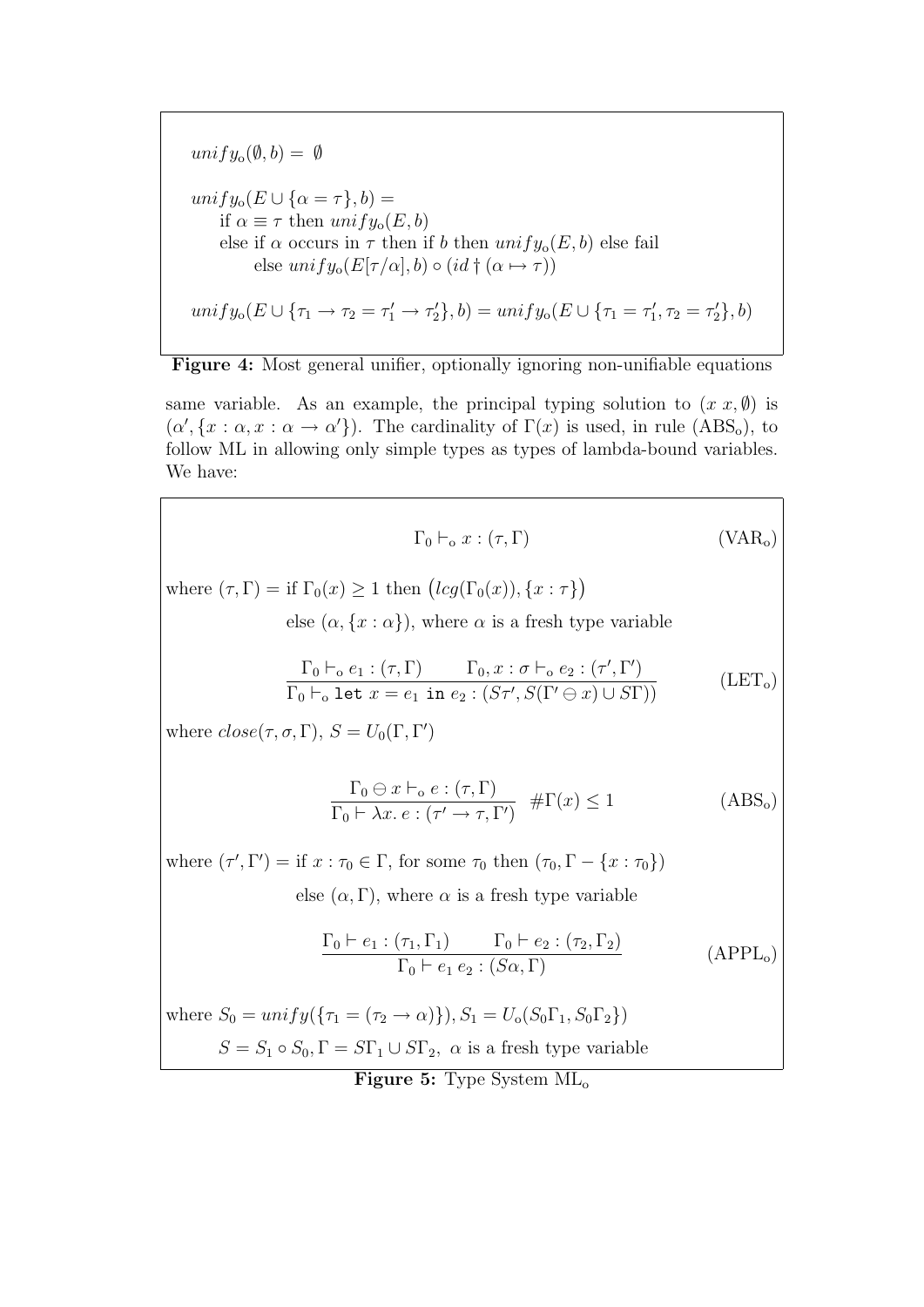$$unify_{\mathrm{o}}(\emptyset, b) = \emptyset$$

$$\begin{array}{l} unify_{\mathrm{o}}(E \cup \{\alpha = \tau\}, b) = \\ \quad \text{if } \alpha \equiv \tau \text{ then } unify_{\mathrm{o}}(E, b) \\ \quad \text{else if } \alpha \text{ occurs in } \tau \text{ then if } b \text{ then } unify_{\mathrm{o}}(E, b) \text{ else fail} \\ \qquad \text{else } unify_{\mathrm{o}}(E[\tau/\alpha], b) \circ (id \dagger (\alpha \mapsto \tau)) \end{array}$$

$$unify_{\mathrm{o}}(E \cup \{\tau_1 \to \tau_2 = \tau_1' \to \tau_2'\}, b) = unify_{\mathrm{o}}(E \cup \{\tau_1 = \tau_1', \tau_2 = \tau_2'\}, b)$$

**Figure 4:** Most general unifier, optionally ignoring non-unifiable equations

same variable. As an example, the principal typing solution to $(x\ x, \emptyset)$ is $(\alpha', \{x : \alpha, x : \alpha \to \alpha'\})$. The cardinality of $\Gamma(x)$ is used, in rule (ABS$_{\mathrm{o}}$), to follow ML in allowing only simple types as types of lambda-bound variables. We have:

$$\Gamma_0 \vdash_{\mathrm{o}} x : (\tau, \Gamma) \qquad (\mathrm{VAR_o})$$

where $(\tau, \Gamma) = \text{if } \Gamma_0(x) \geq 1 \text{ then } \big(lcg(\Gamma_0(x)), \{x : \tau\}\big)$
else $(\alpha, \{x : \alpha\})$, where $\alpha$ is a fresh type variable

$$\frac{\Gamma_0 \vdash_{\mathrm{o}} e_1 : (\tau, \Gamma) \qquad \Gamma_0, x : \sigma \vdash_{\mathrm{o}} e_2 : (\tau', \Gamma')}{\Gamma_0 \vdash_{\mathrm{o}} \texttt{let } x = e_1 \texttt{ in } e_2 : (S\tau', S(\Gamma' \ominus x) \cup S\Gamma))} \qquad (\mathrm{LET_o})$$

where $close(\tau, \sigma, \Gamma)$, $S = U_0(\Gamma, \Gamma')$

$$\frac{\Gamma_0 \ominus x \vdash_{\mathrm{o}} e : (\tau, \Gamma)}{\Gamma_0 \vdash \lambda x.\, e : (\tau' \to \tau, \Gamma')} \quad \#\Gamma(x) \leq 1 \qquad (\mathrm{ABS_o})$$

where $(\tau', \Gamma') = \text{if } x : \tau_0 \in \Gamma, \text{ for some } \tau_0 \text{ then } (\tau_0, \Gamma - \{x : \tau_0\})$
else $(\alpha, \Gamma)$, where $\alpha$ is a fresh type variable

$$\frac{\Gamma_0 \vdash e_1 : (\tau_1, \Gamma_1) \qquad \Gamma_0 \vdash e_2 : (\tau_2, \Gamma_2)}{\Gamma_0 \vdash e_1\, e_2 : (S\alpha, \Gamma)} \qquad (\mathrm{APPL_o})$$

where $S_0 = unify(\{\tau_1 = (\tau_2 \to \alpha)\}), S_1 = U_{\mathrm{o}}(S_0\Gamma_1, S_0\Gamma_2\})$
$S = S_1 \circ S_0, \Gamma = S\Gamma_1 \cup S\Gamma_2$, $\alpha$ is a fresh type variable

**Figure 5:** Type System ML$_{\mathrm{o}}$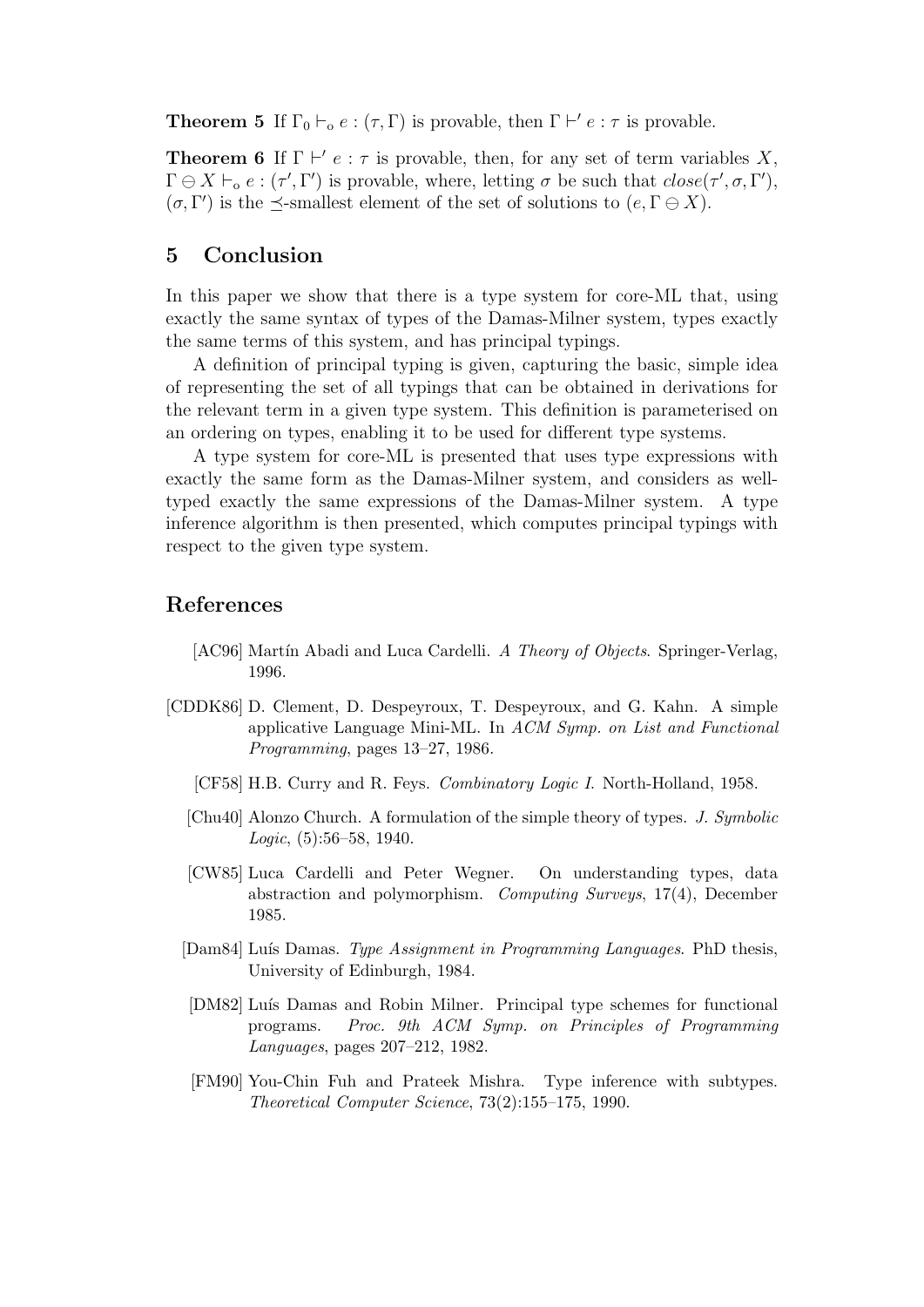**Theorem 5** If $\Gamma_0 \vdash_o e : (\tau, \Gamma)$ is provable, then $\Gamma \vdash' e : \tau$ is provable.

**Theorem 6** If $\Gamma \vdash' e : \tau$ is provable, then, for any set of term variables $X$, $\Gamma \ominus X \vdash_o e : (\tau', \Gamma')$ is provable, where, letting $\sigma$ be such that $close(\tau', \sigma, \Gamma')$, $(\sigma, \Gamma')$ is the $\preceq$-smallest element of the set of solutions to $(e, \Gamma \ominus X)$.

## 5 Conclusion

In this paper we show that there is a type system for core-ML that, using exactly the same syntax of types of the Damas-Milner system, types exactly the same terms of this system, and has principal typings.

A definition of principal typing is given, capturing the basic, simple idea of representing the set of all typings that can be obtained in derivations for the relevant term in a given type system. This definition is parameterised on an ordering on types, enabling it to be used for different type systems.

A type system for core-ML is presented that uses type expressions with exactly the same form as the Damas-Milner system, and considers as well-typed exactly the same expressions of the Damas-Milner system. A type inference algorithm is then presented, which computes principal typings with respect to the given type system.

## References

[AC96] Martín Abadi and Luca Cardelli. *A Theory of Objects*. Springer-Verlag, 1996.

[CDDK86] D. Clement, D. Despeyroux, T. Despeyroux, and G. Kahn. A simple applicative Language Mini-ML. In *ACM Symp. on List and Functional Programming*, pages 13–27, 1986.

[CF58] H.B. Curry and R. Feys. *Combinatory Logic I.* North-Holland, 1958.

[Chu40] Alonzo Church. A formulation of the simple theory of types. *J. Symbolic Logic*, (5):56–58, 1940.

[CW85] Luca Cardelli and Peter Wegner. On understanding types, data abstraction and polymorphism. *Computing Surveys*, 17(4), December 1985.

[Dam84] Luís Damas. *Type Assignment in Programming Languages*. PhD thesis, University of Edinburgh, 1984.

[DM82] Luís Damas and Robin Milner. Principal type schemes for functional programs. *Proc. 9th ACM Symp. on Principles of Programming Languages*, pages 207–212, 1982.

[FM90] You-Chin Fuh and Prateek Mishra. Type inference with subtypes. *Theoretical Computer Science*, 73(2):155–175, 1990.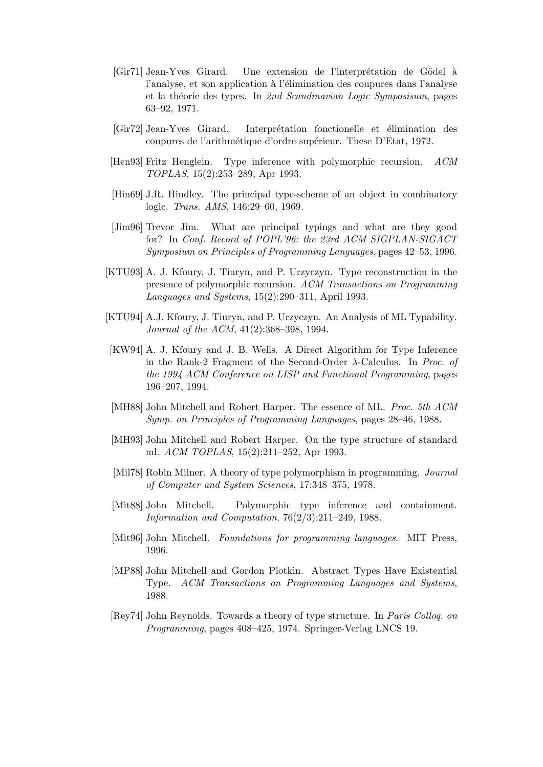[Gir71] Jean-Yves Girard. Une extension de l'interprétation de Gödel à l'analyse, et son application à l'élimination des coupures dans l'analyse et la théorie des types. In *2nd Scandinavian Logic Symposisum*, pages 63–92, 1971.

[Gir72] Jean-Yves Girard. Interprétation fonctionelle et élimination des coupures de l'arithmétique d'ordre supérieur. These D'Etat, 1972.

[Hen93] Fritz Henglein. Type inference with polymorphic recursion. *ACM TOPLAS*, 15(2):253–289, Apr 1993.

[Hin69] J.R. Hindley. The principal type-scheme of an object in combinatory logic. *Trans. AMS*, 146:29–60, 1969.

[Jim96] Trevor Jim. What are principal typings and what are they good for? In *Conf. Record of POPL'96: the 23rd ACM SIGPLAN-SIGACT Symposium on Principles of Programming Languages*, pages 42–53, 1996.

[KTU93] A. J. Kfoury, J. Tiuryn, and P. Urzyczyn. Type reconstruction in the presence of polymorphic recursion. *ACM Transactions on Programming Languages and Systems*, 15(2):290–311, April 1993.

[KTU94] A.J. Kfoury, J. Tiuryn, and P. Urzyczyn. An Analysis of ML Typability. *Journal of the ACM*, 41(2):368–398, 1994.

[KW94] A. J. Kfoury and J. B. Wells. A Direct Algorithm for Type Inference in the Rank-2 Fragment of the Second-Order λ-Calculus. In *Proc. of the 1994 ACM Conference on LISP and Functional Programming*, pages 196–207, 1994.

[MH88] John Mitchell and Robert Harper. The essence of ML. *Proc. 5th ACM Symp. on Principles of Programming Languages*, pages 28–46, 1988.

[MH93] John Mitchell and Robert Harper. On the type structure of standard ml. *ACM TOPLAS*, 15(2):211–252, Apr 1993.

[Mil78] Robin Milner. A theory of type polymorphism in programming. *Journal of Computer and System Sciences*, 17:348–375, 1978.

[Mit88] John Mitchell. Polymorphic type inference and containment. *Information and Computation*, 76(2/3):211–249, 1988.

[Mit96] John Mitchell. *Foundations for programming languages*. MIT Press, 1996.

[MP88] John Mitchell and Gordon Plotkin. Abstract Types Have Existential Type. *ACM Transactions on Programming Languages and Systems*, 1988.

[Rey74] John Reynolds. Towards a theory of type structure. In *Paris Colloq. on Programming*, pages 408–425, 1974. Springer-Verlag LNCS 19.